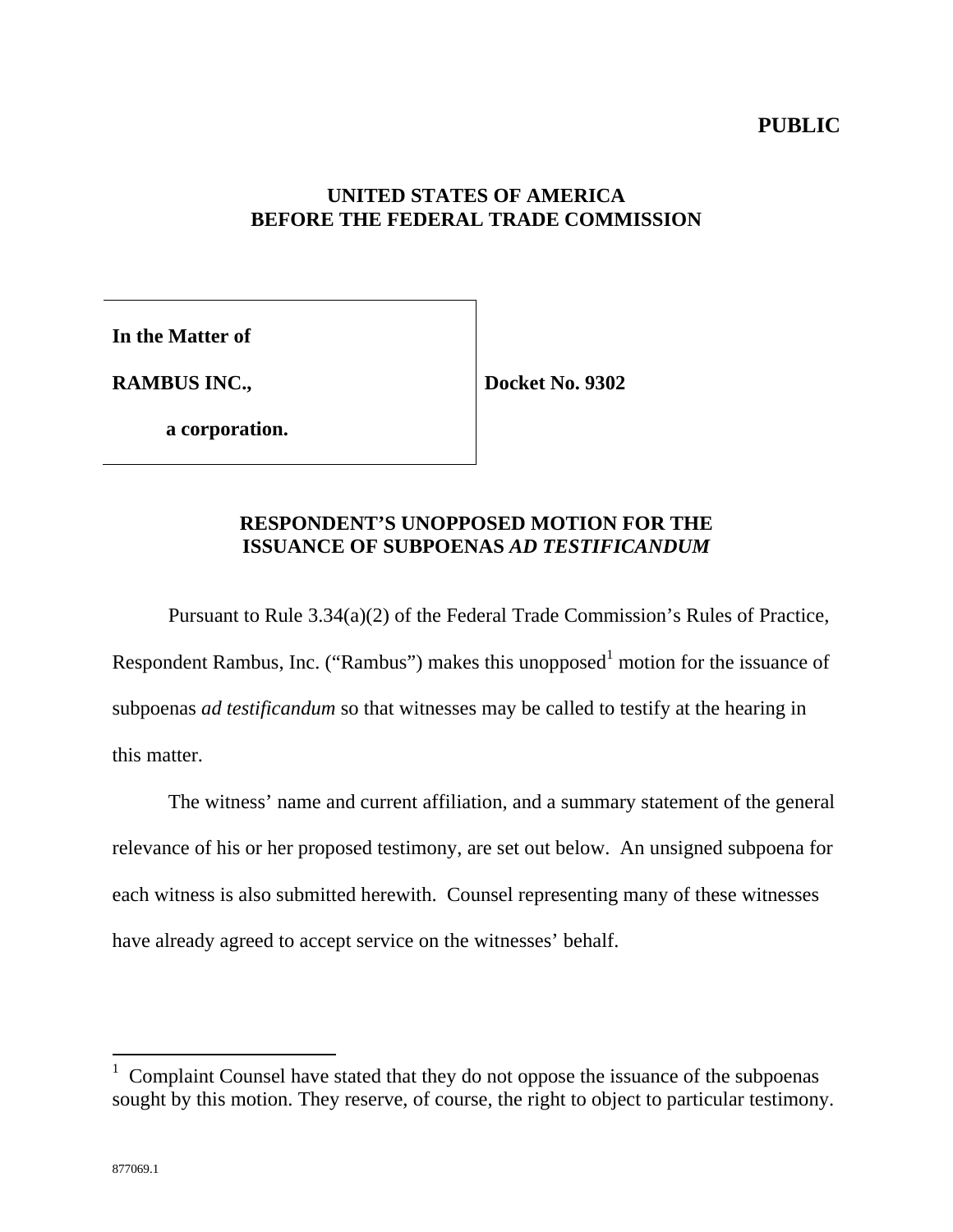**PUBLIC**

**UNITED STATES OF AMERICA**
**BEFORE THE FEDERAL TRADE COMMISSION**

| | |
|---|---|
| **In the Matter of** | |
| **RAMBUS INC.,** | **Docket No. 9302** |
| **a corporation.** | |

**RESPONDENT'S UNOPPOSED MOTION FOR THE ISSUANCE OF SUBPOENAS *AD TESTIFICANDUM***

Pursuant to Rule 3.34(a)(2) of the Federal Trade Commission's Rules of Practice, Respondent Rambus, Inc. ("Rambus") makes this unopposed[1] motion for the issuance of subpoenas *ad testificandum* so that witnesses may be called to testify at the hearing in this matter.

The witness' name and current affiliation, and a summary statement of the general relevance of his or her proposed testimony, are set out below. An unsigned subpoena for each witness is also submitted herewith. Counsel representing many of these witnesses have already agreed to accept service on the witnesses' behalf.

---

[1] Complaint Counsel have stated that they do not oppose the issuance of the subpoenas sought by this motion. They reserve, of course, the right to object to particular testimony.

877069.1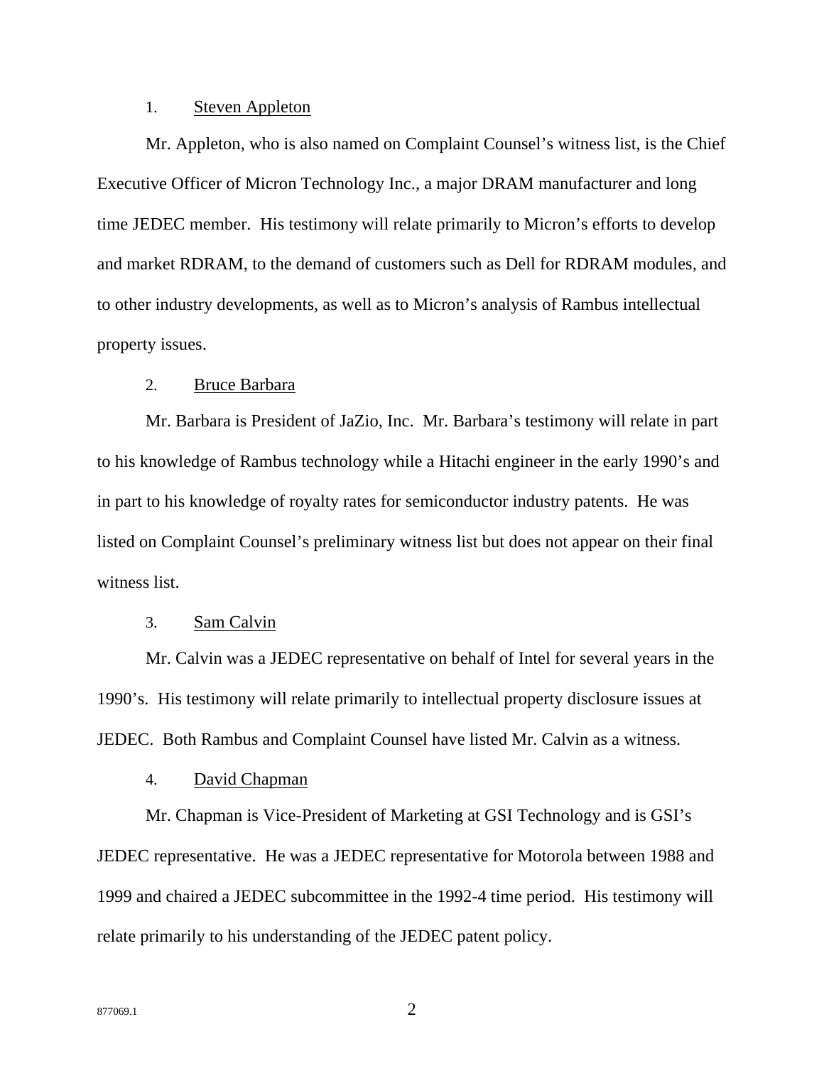1. <u>Steven Appleton</u>

Mr. Appleton, who is also named on Complaint Counsel's witness list, is the Chief Executive Officer of Micron Technology Inc., a major DRAM manufacturer and long time JEDEC member. His testimony will relate primarily to Micron's efforts to develop and market RDRAM, to the demand of customers such as Dell for RDRAM modules, and to other industry developments, as well as to Micron's analysis of Rambus intellectual property issues.

2. <u>Bruce Barbara</u>

Mr. Barbara is President of JaZio, Inc. Mr. Barbara's testimony will relate in part to his knowledge of Rambus technology while a Hitachi engineer in the early 1990's and in part to his knowledge of royalty rates for semiconductor industry patents. He was listed on Complaint Counsel's preliminary witness list but does not appear on their final witness list.

3. <u>Sam Calvin</u>

Mr. Calvin was a JEDEC representative on behalf of Intel for several years in the 1990's. His testimony will relate primarily to intellectual property disclosure issues at JEDEC. Both Rambus and Complaint Counsel have listed Mr. Calvin as a witness.

4. <u>David Chapman</u>

Mr. Chapman is Vice-President of Marketing at GSI Technology and is GSI's JEDEC representative. He was a JEDEC representative for Motorola between 1988 and 1999 and chaired a JEDEC subcommittee in the 1992-4 time period. His testimony will relate primarily to his understanding of the JEDEC patent policy.

877069.1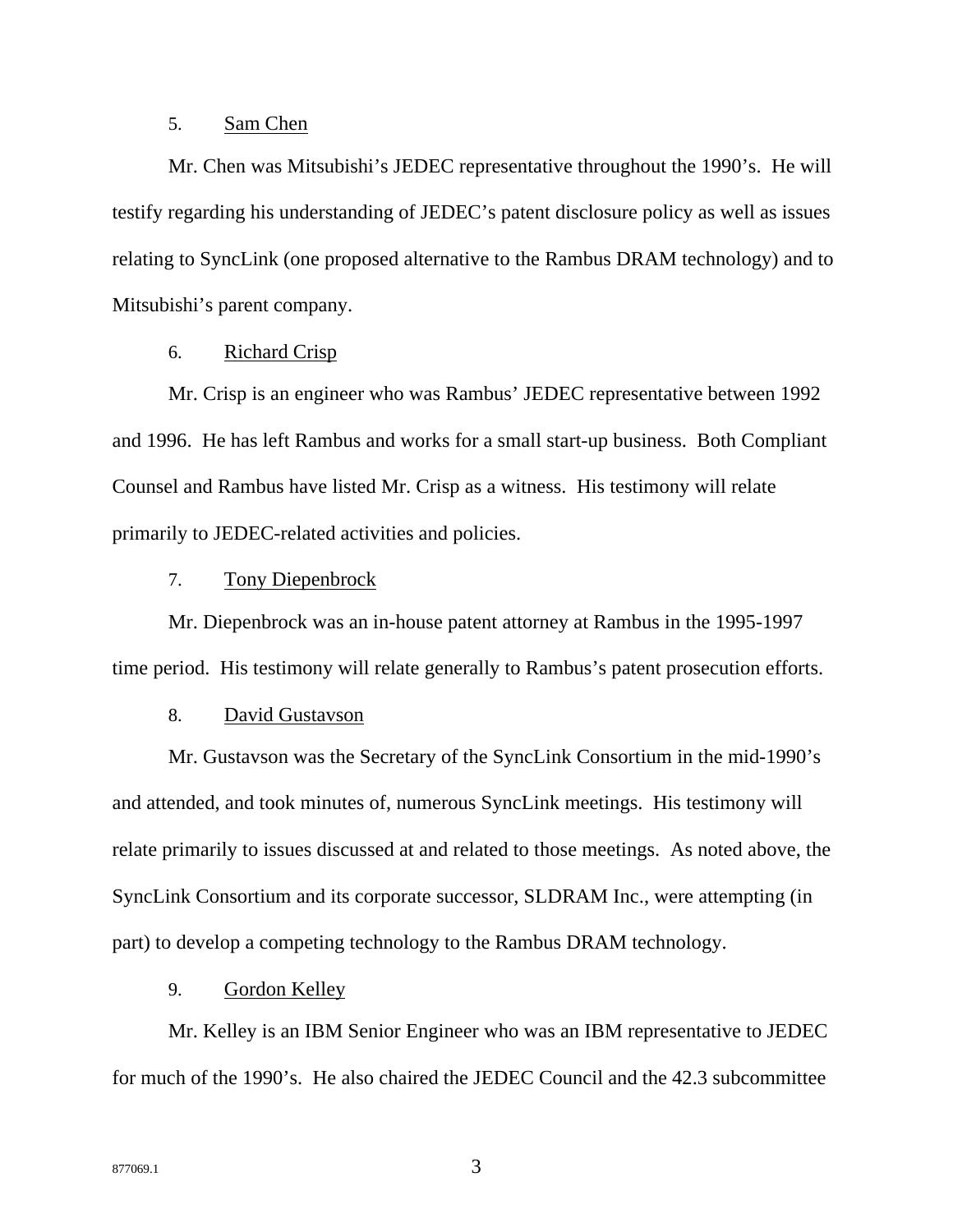5. <u>Sam Chen</u>

Mr. Chen was Mitsubishi's JEDEC representative throughout the 1990's. He will testify regarding his understanding of JEDEC's patent disclosure policy as well as issues relating to SyncLink (one proposed alternative to the Rambus DRAM technology) and to Mitsubishi's parent company.

6. <u>Richard Crisp</u>

Mr. Crisp is an engineer who was Rambus' JEDEC representative between 1992 and 1996. He has left Rambus and works for a small start-up business. Both Compliant Counsel and Rambus have listed Mr. Crisp as a witness. His testimony will relate primarily to JEDEC-related activities and policies.

7. <u>Tony Diepenbrock</u>

Mr. Diepenbrock was an in-house patent attorney at Rambus in the 1995-1997 time period. His testimony will relate generally to Rambus's patent prosecution efforts.

8. <u>David Gustavson</u>

Mr. Gustavson was the Secretary of the SyncLink Consortium in the mid-1990's and attended, and took minutes of, numerous SyncLink meetings. His testimony will relate primarily to issues discussed at and related to those meetings. As noted above, the SyncLink Consortium and its corporate successor, SLDRAM Inc., were attempting (in part) to develop a competing technology to the Rambus DRAM technology.

9. <u>Gordon Kelley</u>

Mr. Kelley is an IBM Senior Engineer who was an IBM representative to JEDEC for much of the 1990's. He also chaired the JEDEC Council and the 42.3 subcommittee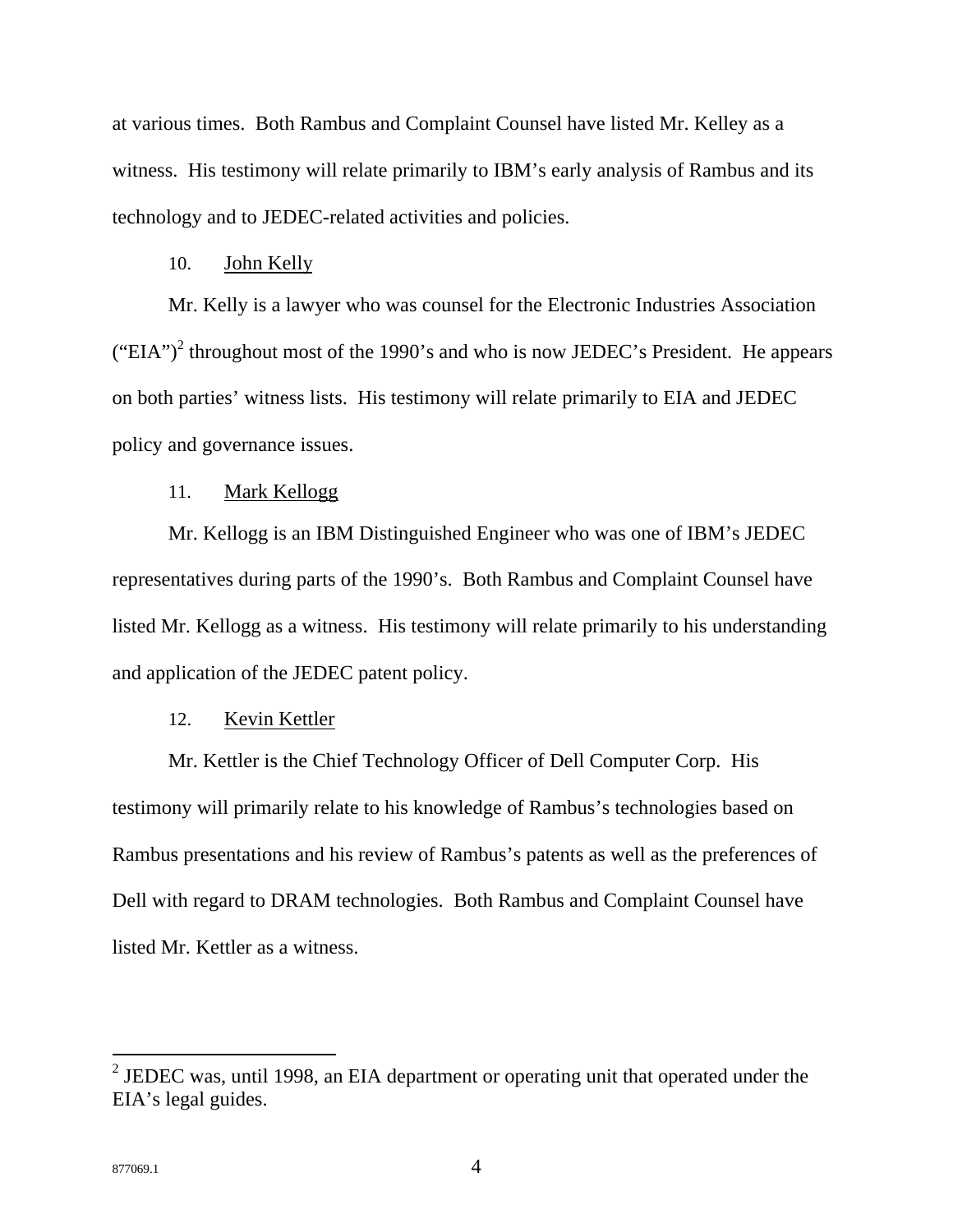at various times. Both Rambus and Complaint Counsel have listed Mr. Kelley as a witness. His testimony will relate primarily to IBM's early analysis of Rambus and its technology and to JEDEC-related activities and policies.

10. John Kelly

Mr. Kelly is a lawyer who was counsel for the Electronic Industries Association ("EIA")[2] throughout most of the 1990's and who is now JEDEC's President. He appears on both parties' witness lists. His testimony will relate primarily to EIA and JEDEC policy and governance issues.

11. Mark Kellogg

Mr. Kellogg is an IBM Distinguished Engineer who was one of IBM's JEDEC representatives during parts of the 1990's. Both Rambus and Complaint Counsel have listed Mr. Kellogg as a witness. His testimony will relate primarily to his understanding and application of the JEDEC patent policy.

12. Kevin Kettler

Mr. Kettler is the Chief Technology Officer of Dell Computer Corp. His testimony will primarily relate to his knowledge of Rambus's technologies based on Rambus presentations and his review of Rambus's patents as well as the preferences of Dell with regard to DRAM technologies. Both Rambus and Complaint Counsel have listed Mr. Kettler as a witness.

---

[2] JEDEC was, until 1998, an EIA department or operating unit that operated under the EIA's legal guides.

877069.1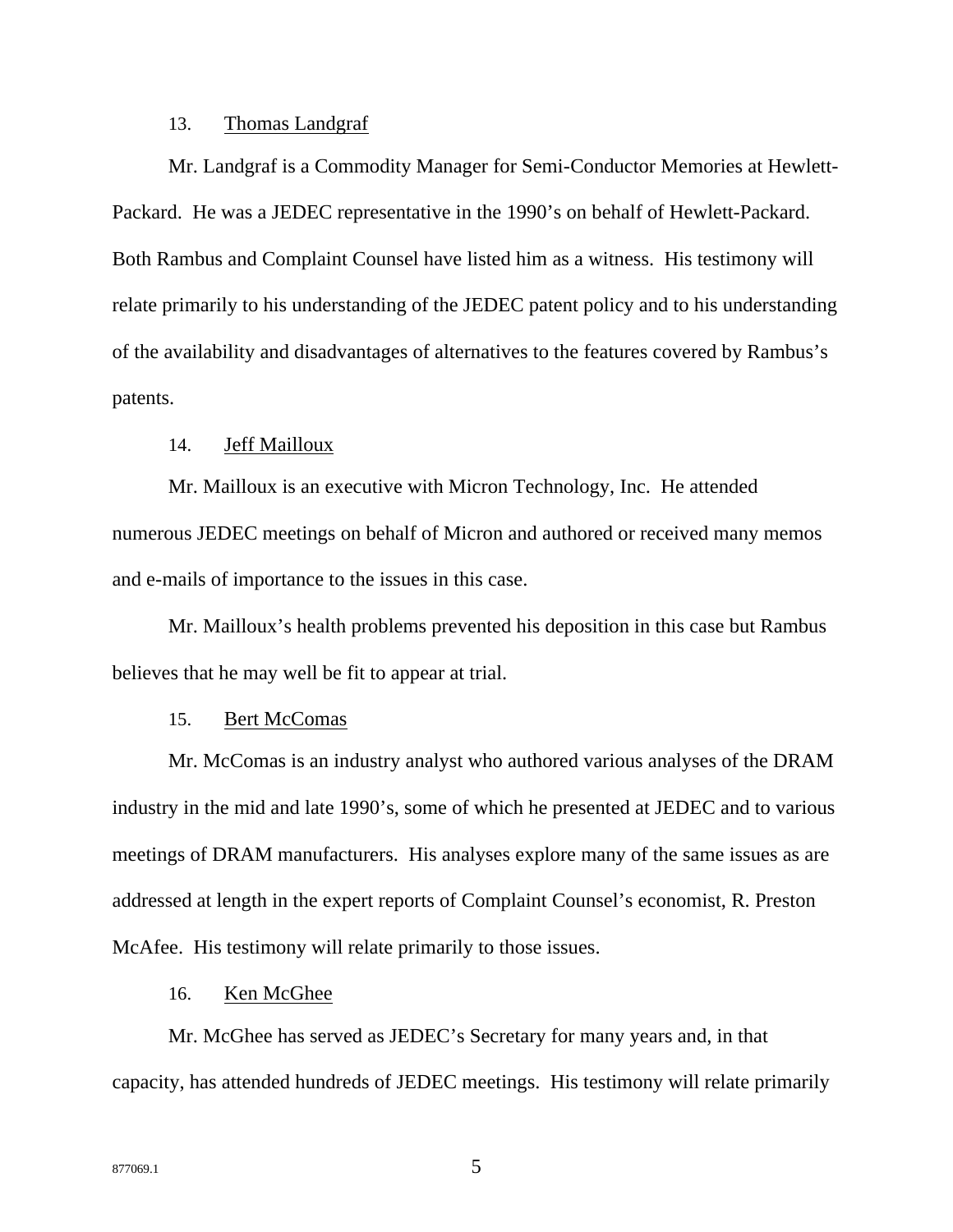13. Thomas Landgraf

Mr. Landgraf is a Commodity Manager for Semi-Conductor Memories at Hewlett-Packard. He was a JEDEC representative in the 1990's on behalf of Hewlett-Packard. Both Rambus and Complaint Counsel have listed him as a witness. His testimony will relate primarily to his understanding of the JEDEC patent policy and to his understanding of the availability and disadvantages of alternatives to the features covered by Rambus's patents.

14. Jeff Mailloux

Mr. Mailloux is an executive with Micron Technology, Inc. He attended numerous JEDEC meetings on behalf of Micron and authored or received many memos and e-mails of importance to the issues in this case.

Mr. Mailloux's health problems prevented his deposition in this case but Rambus believes that he may well be fit to appear at trial.

15. Bert McComas

Mr. McComas is an industry analyst who authored various analyses of the DRAM industry in the mid and late 1990's, some of which he presented at JEDEC and to various meetings of DRAM manufacturers. His analyses explore many of the same issues as are addressed at length in the expert reports of Complaint Counsel's economist, R. Preston McAfee. His testimony will relate primarily to those issues.

16. Ken McGhee

Mr. McGhee has served as JEDEC's Secretary for many years and, in that capacity, has attended hundreds of JEDEC meetings. His testimony will relate primarily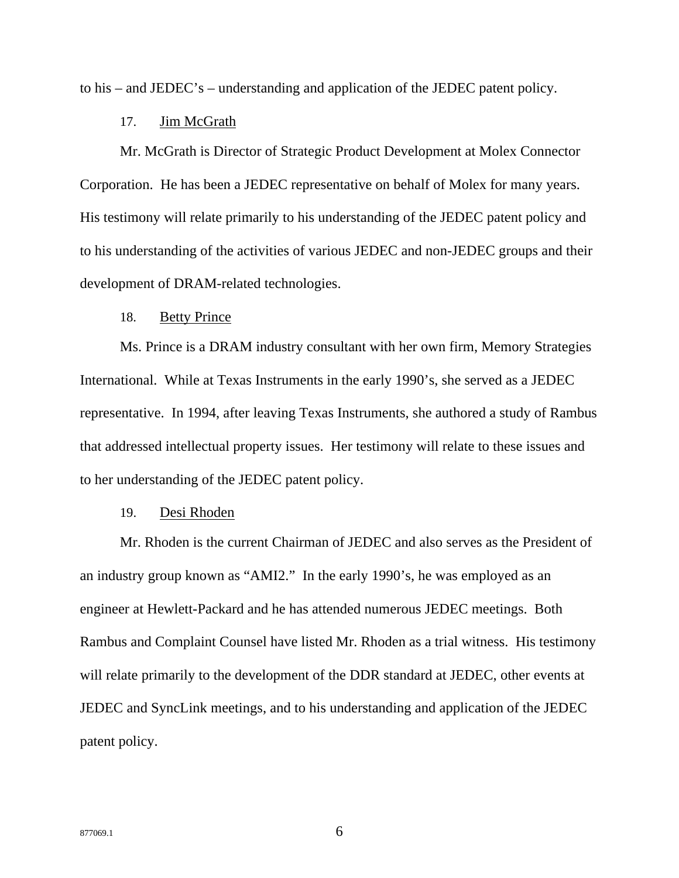to his – and JEDEC's – understanding and application of the JEDEC patent policy.

17. Jim McGrath

Mr. McGrath is Director of Strategic Product Development at Molex Connector Corporation. He has been a JEDEC representative on behalf of Molex for many years. His testimony will relate primarily to his understanding of the JEDEC patent policy and to his understanding of the activities of various JEDEC and non-JEDEC groups and their development of DRAM-related technologies.

18. Betty Prince

Ms. Prince is a DRAM industry consultant with her own firm, Memory Strategies International. While at Texas Instruments in the early 1990's, she served as a JEDEC representative. In 1994, after leaving Texas Instruments, she authored a study of Rambus that addressed intellectual property issues. Her testimony will relate to these issues and to her understanding of the JEDEC patent policy.

19. Desi Rhoden

Mr. Rhoden is the current Chairman of JEDEC and also serves as the President of an industry group known as "AMI2." In the early 1990's, he was employed as an engineer at Hewlett-Packard and he has attended numerous JEDEC meetings. Both Rambus and Complaint Counsel have listed Mr. Rhoden as a trial witness. His testimony will relate primarily to the development of the DDR standard at JEDEC, other events at JEDEC and SyncLink meetings, and to his understanding and application of the JEDEC patent policy.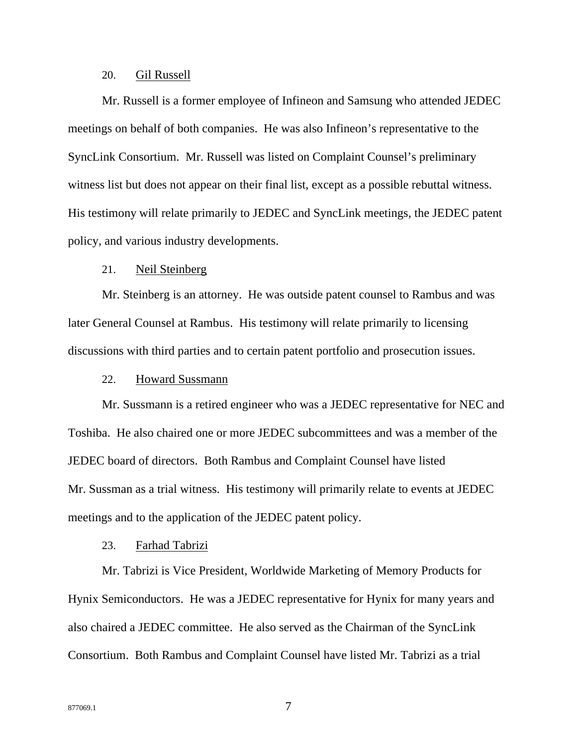20. <u>Gil Russell</u>

Mr. Russell is a former employee of Infineon and Samsung who attended JEDEC meetings on behalf of both companies. He was also Infineon's representative to the SyncLink Consortium. Mr. Russell was listed on Complaint Counsel's preliminary witness list but does not appear on their final list, except as a possible rebuttal witness. His testimony will relate primarily to JEDEC and SyncLink meetings, the JEDEC patent policy, and various industry developments.

21. <u>Neil Steinberg</u>

Mr. Steinberg is an attorney. He was outside patent counsel to Rambus and was later General Counsel at Rambus. His testimony will relate primarily to licensing discussions with third parties and to certain patent portfolio and prosecution issues.

22. <u>Howard Sussmann</u>

Mr. Sussmann is a retired engineer who was a JEDEC representative for NEC and Toshiba. He also chaired one or more JEDEC subcommittees and was a member of the JEDEC board of directors. Both Rambus and Complaint Counsel have listed Mr. Sussman as a trial witness. His testimony will primarily relate to events at JEDEC meetings and to the application of the JEDEC patent policy.

23. <u>Farhad Tabrizi</u>

Mr. Tabrizi is Vice President, Worldwide Marketing of Memory Products for Hynix Semiconductors. He was a JEDEC representative for Hynix for many years and also chaired a JEDEC committee. He also served as the Chairman of the SyncLink Consortium. Both Rambus and Complaint Counsel have listed Mr. Tabrizi as a trial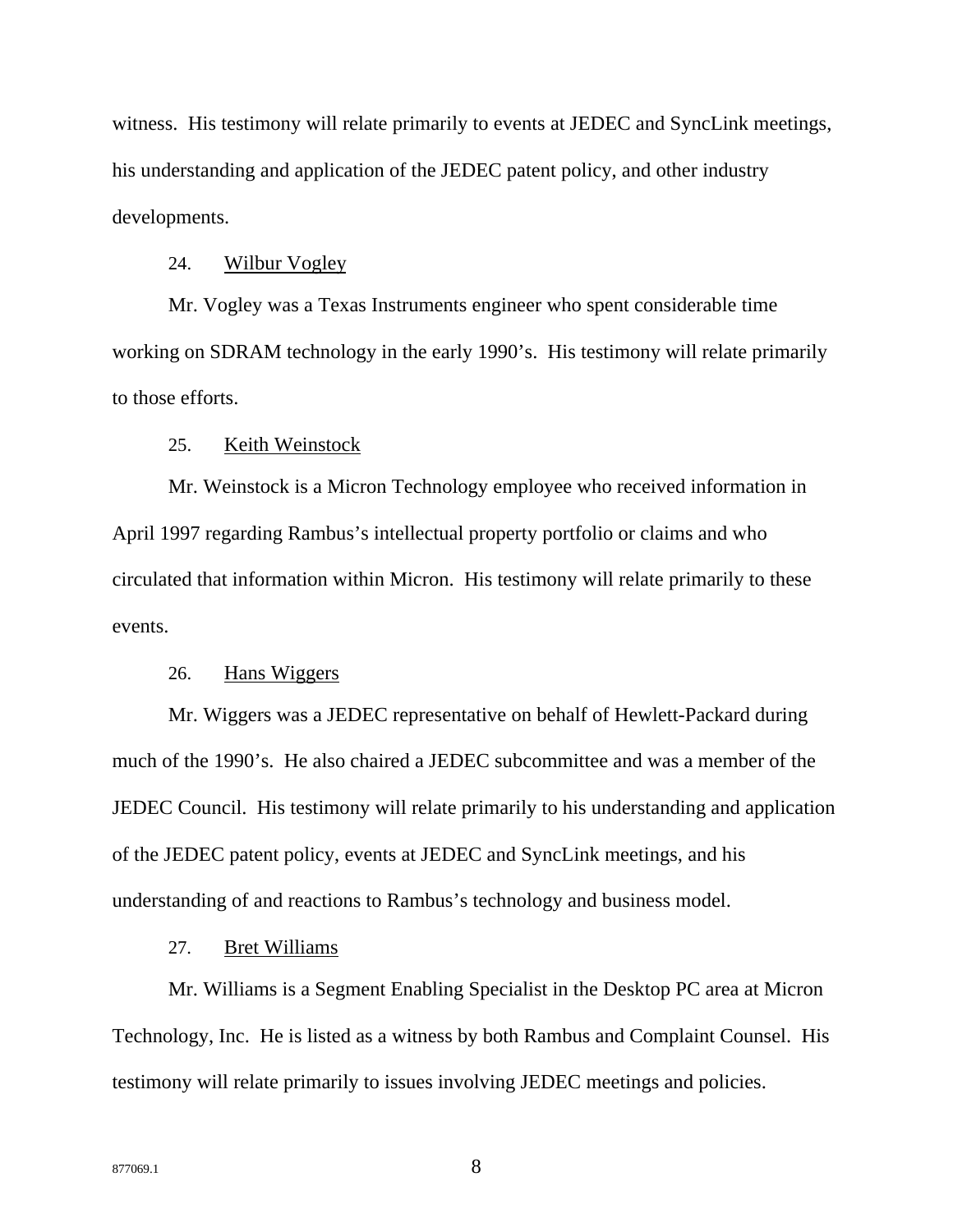witness. His testimony will relate primarily to events at JEDEC and SyncLink meetings, his understanding and application of the JEDEC patent policy, and other industry developments.

24. Wilbur Vogley

Mr. Vogley was a Texas Instruments engineer who spent considerable time working on SDRAM technology in the early 1990's. His testimony will relate primarily to those efforts.

25. Keith Weinstock

Mr. Weinstock is a Micron Technology employee who received information in April 1997 regarding Rambus's intellectual property portfolio or claims and who circulated that information within Micron. His testimony will relate primarily to these events.

26. Hans Wiggers

Mr. Wiggers was a JEDEC representative on behalf of Hewlett-Packard during much of the 1990's. He also chaired a JEDEC subcommittee and was a member of the JEDEC Council. His testimony will relate primarily to his understanding and application of the JEDEC patent policy, events at JEDEC and SyncLink meetings, and his understanding of and reactions to Rambus's technology and business model.

27. Bret Williams

Mr. Williams is a Segment Enabling Specialist in the Desktop PC area at Micron Technology, Inc. He is listed as a witness by both Rambus and Complaint Counsel. His testimony will relate primarily to issues involving JEDEC meetings and policies.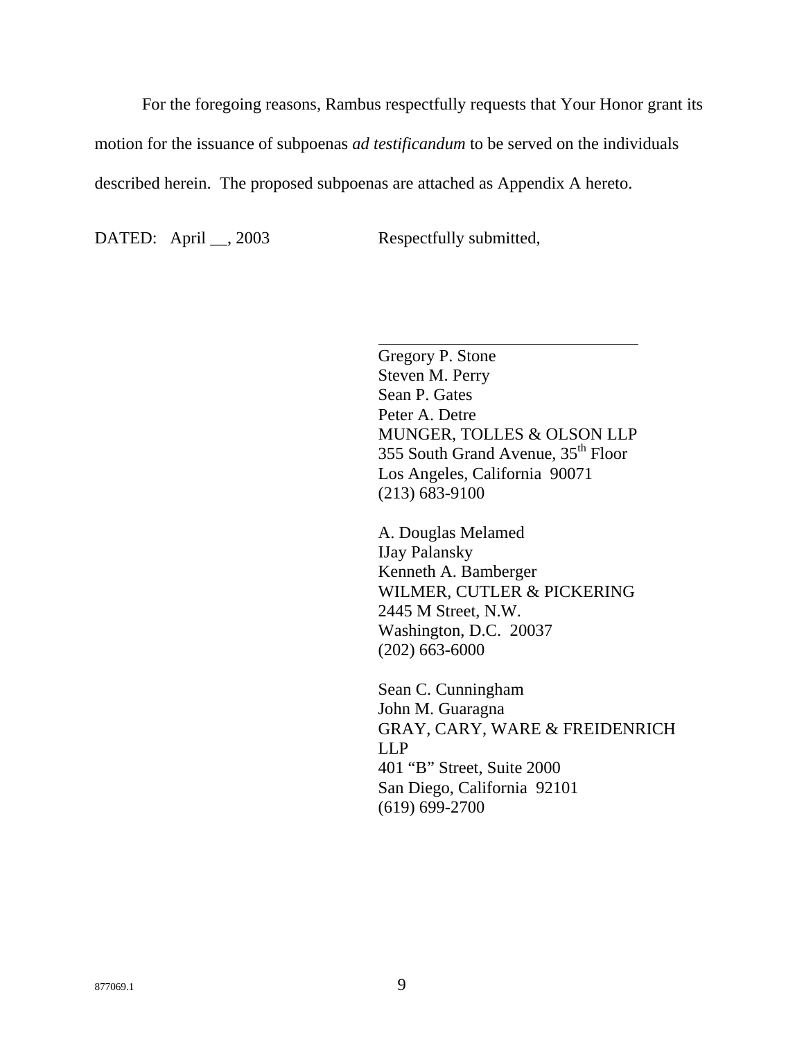For the foregoing reasons, Rambus respectfully requests that Your Honor grant its motion for the issuance of subpoenas *ad testificandum* to be served on the individuals described herein. The proposed subpoenas are attached as Appendix A hereto.

DATED: April __, 2003

Respectfully submitted,

\_\_\_\_\_\_\_\_\_\_\_\_\_\_\_\_\_\_\_\_\_\_\_\_\_\_\_\_\_\_\_\_

Gregory P. Stone
Steven M. Perry
Sean P. Gates
Peter A. Detre
MUNGER, TOLLES & OLSON LLP
355 South Grand Avenue, 35th Floor
Los Angeles, California 90071
(213) 683-9100

A. Douglas Melamed
IJay Palansky
Kenneth A. Bamberger
WILMER, CUTLER & PICKERING
2445 M Street, N.W.
Washington, D.C. 20037
(202) 663-6000

Sean C. Cunningham
John M. Guaragna
GRAY, CARY, WARE & FREIDENRICH LLP
401 "B" Street, Suite 2000
San Diego, California 92101
(619) 699-2700

877069.1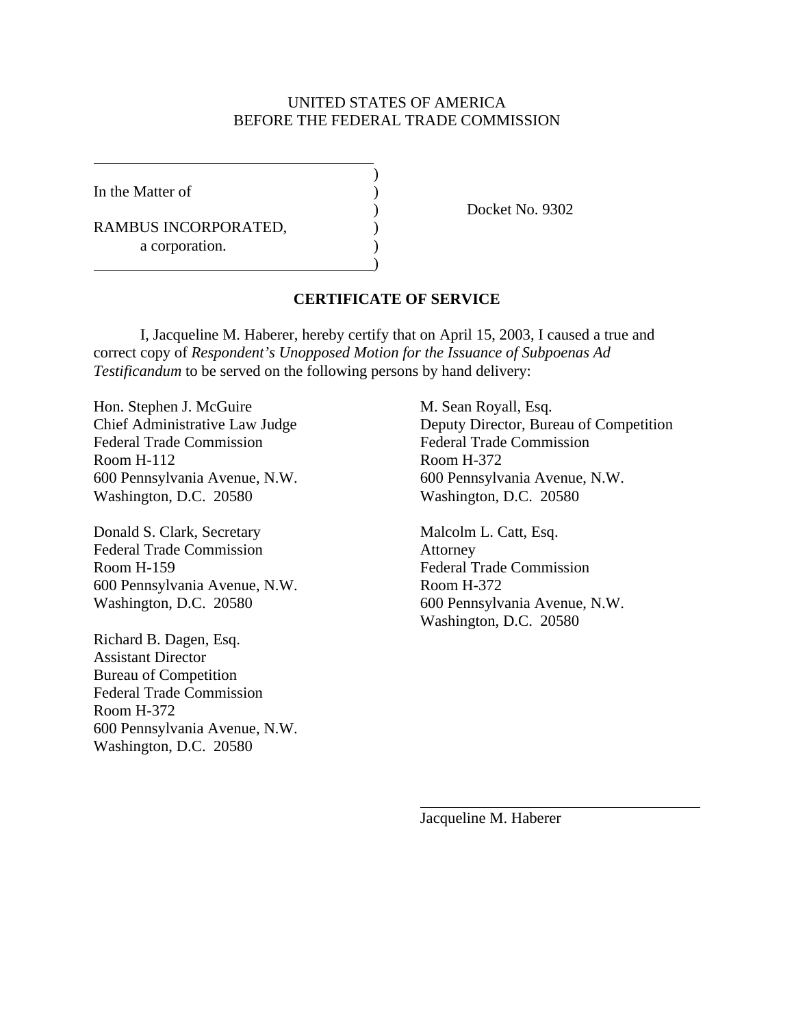UNITED STATES OF AMERICA
BEFORE THE FEDERAL TRADE COMMISSION

In the Matter of

RAMBUS INCORPORATED,
a corporation.

Docket No. 9302

**CERTIFICATE OF SERVICE**

I, Jacqueline M. Haberer, hereby certify that on April 15, 2003, I caused a true and correct copy of *Respondent's Unopposed Motion for the Issuance of Subpoenas Ad Testificandum* to be served on the following persons by hand delivery:

Hon. Stephen J. McGuire
Chief Administrative Law Judge
Federal Trade Commission
Room H-112
600 Pennsylvania Avenue, N.W.
Washington, D.C. 20580

Donald S. Clark, Secretary
Federal Trade Commission
Room H-159
600 Pennsylvania Avenue, N.W.
Washington, D.C. 20580

Richard B. Dagen, Esq.
Assistant Director
Bureau of Competition
Federal Trade Commission
Room H-372
600 Pennsylvania Avenue, N.W.
Washington, D.C. 20580

M. Sean Royall, Esq.
Deputy Director, Bureau of Competition
Federal Trade Commission
Room H-372
600 Pennsylvania Avenue, N.W.
Washington, D.C. 20580

Malcolm L. Catt, Esq.
Attorney
Federal Trade Commission
Room H-372
600 Pennsylvania Avenue, N.W.
Washington, D.C. 20580

Jacqueline M. Haberer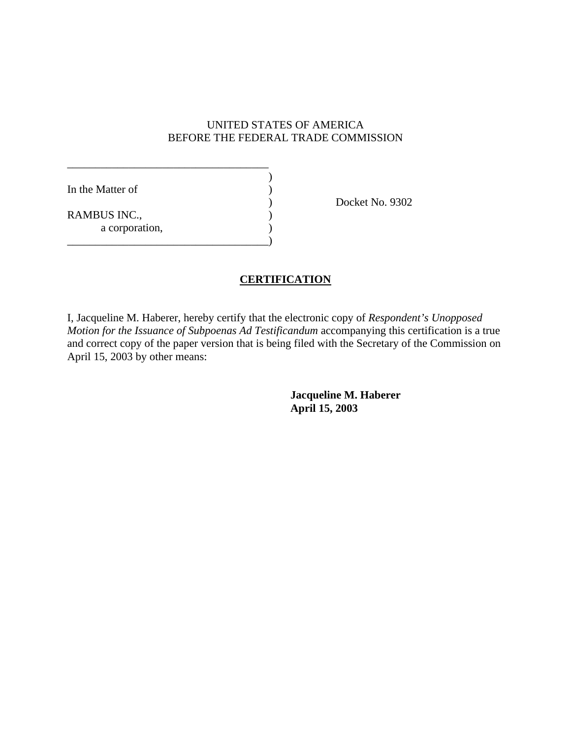UNITED STATES OF AMERICA
BEFORE THE FEDERAL TRADE COMMISSION

| | |
|---|---|
| In the Matter of<br><br>RAMBUS INC.,<br>a corporation, | Docket No. 9302 |

## CERTIFICATION

I, Jacqueline M. Haberer, hereby certify that the electronic copy of *Respondent's Unopposed Motion for the Issuance of Subpoenas Ad Testificandum* accompanying this certification is a true and correct copy of the paper version that is being filed with the Secretary of the Commission on April 15, 2003 by other means:

**Jacqueline M. Haberer**
**April 15, 2003**